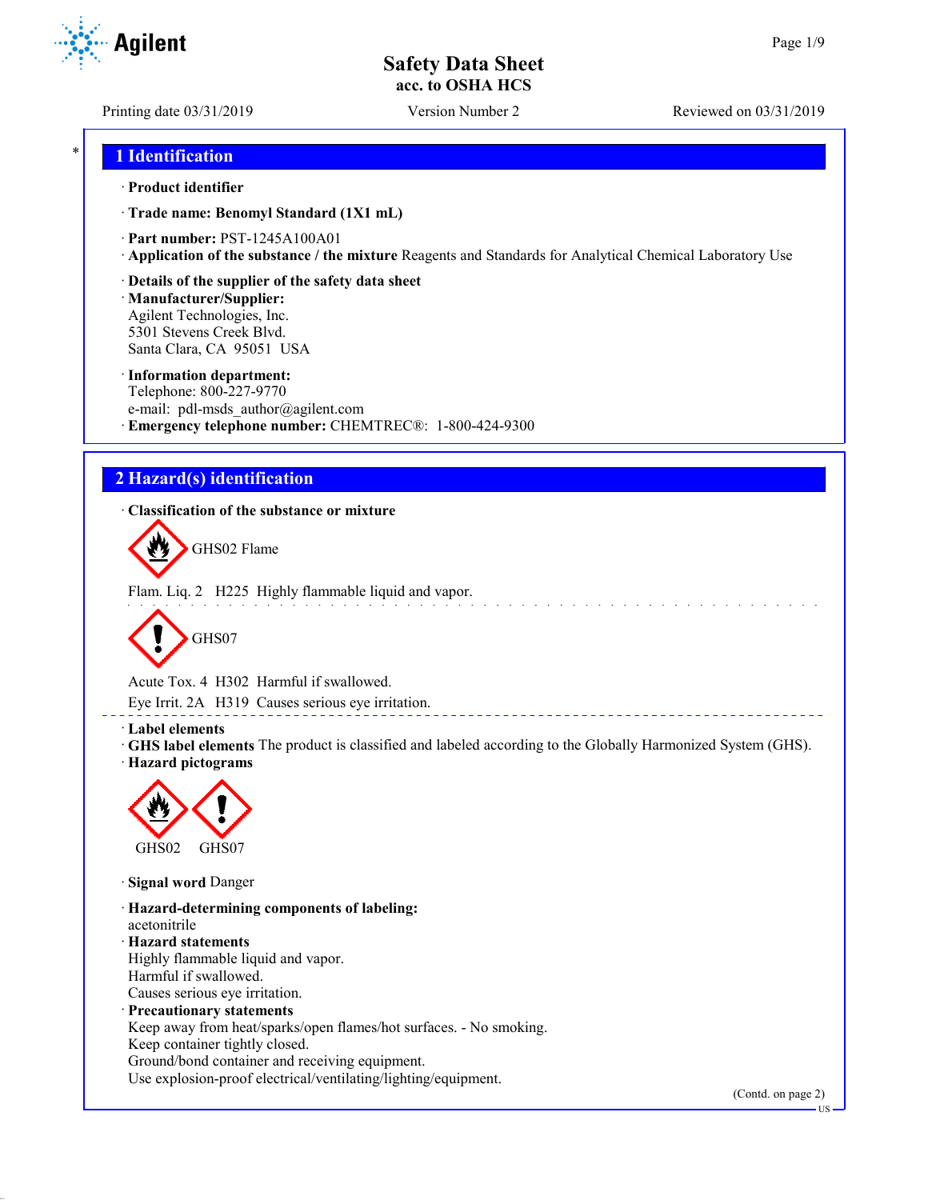# Safety Data Sheet

**acc. to OSHA HCS**

Printing date 03/31/2019 | Version Number 2 | Reviewed on 03/31/2019

## 1 Identification

· **Product identifier**

· **Trade name: Benomyl Standard (1X1 mL)**

· **Part number:** PST-1245A100A01

· **Application of the substance / the mixture** Reagents and Standards for Analytical Chemical Laboratory Use

· **Details of the supplier of the safety data sheet**

· **Manufacturer/Supplier:**
Agilent Technologies, Inc.
5301 Stevens Creek Blvd.
Santa Clara, CA 95051 USA

· **Information department:**
Telephone: 800-227-9770
e-mail: pdl-msds_author@agilent.com

· **Emergency telephone number:** CHEMTREC®: 1-800-424-9300

## 2 Hazard(s) identification

· **Classification of the substance or mixture**

GHS02 Flame

Flam. Liq. 2 H225 Highly flammable liquid and vapor.

GHS07

Acute Tox. 4 H302 Harmful if swallowed.

Eye Irrit. 2A H319 Causes serious eye irritation.

· **Label elements**

· **GHS label elements** The product is classified and labeled according to the Globally Harmonized System (GHS).

· **Hazard pictograms**

GHS02 GHS07

· **Signal word** Danger

· **Hazard-determining components of labeling:**
acetonitrile

· **Hazard statements**
Highly flammable liquid and vapor.
Harmful if swallowed.
Causes serious eye irritation.

· **Precautionary statements**
Keep away from heat/sparks/open flames/hot surfaces. - No smoking.
Keep container tightly closed.
Ground/bond container and receiving equipment.
Use explosion-proof electrical/ventilating/lighting/equipment.

(Contd. on page 2)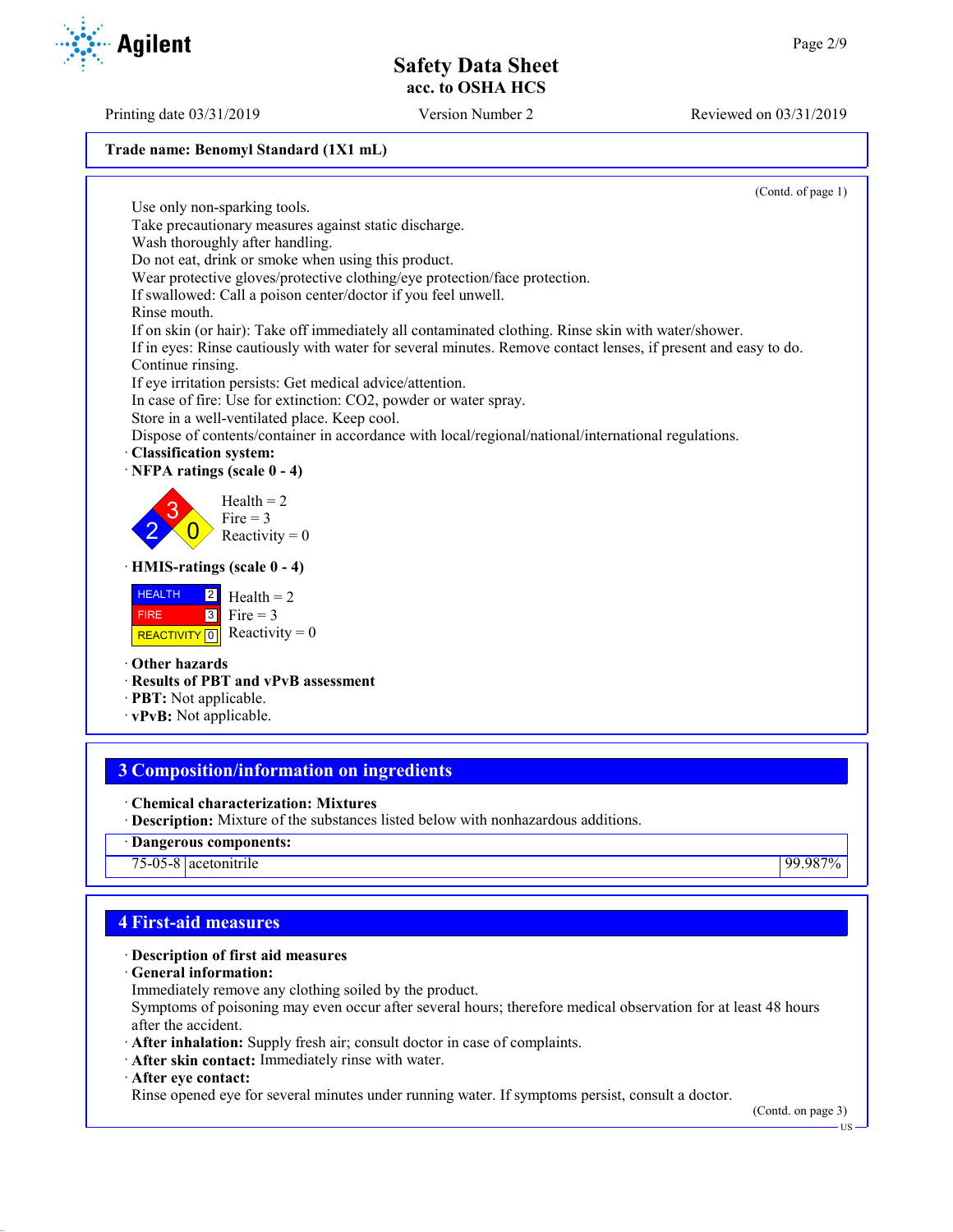Trade name: Benomyl Standard (1X1 mL)

(Contd. of page 1)

Use only non-sparking tools.
Take precautionary measures against static discharge.
Wash thoroughly after handling.
Do not eat, drink or smoke when using this product.
Wear protective gloves/protective clothing/eye protection/face protection.
If swallowed: Call a poison center/doctor if you feel unwell.
Rinse mouth.
If on skin (or hair): Take off immediately all contaminated clothing. Rinse skin with water/shower.
If in eyes: Rinse cautiously with water for several minutes. Remove contact lenses, if present and easy to do. Continue rinsing.
If eye irritation persists: Get medical advice/attention.
In case of fire: Use for extinction: CO2, powder or water spray.
Store in a well-ventilated place. Keep cool.
Dispose of contents/container in accordance with local/regional/national/international regulations.

· **Classification system:**

· **NFPA ratings (scale 0 - 4)**

Health = 2
Fire = 3
Reactivity = 0

· **HMIS-ratings (scale 0 - 4)**

| | | |
|---|---|---|
| HEALTH | 2 | Health = 2 |
| FIRE | 3 | Fire = 3 |
| REACTIVITY | 0 | Reactivity = 0 |

· **Other hazards**
· **Results of PBT and vPvB assessment**
· **PBT:** Not applicable.
· **vPvB:** Not applicable.

## 3 Composition/information on ingredients

· **Chemical characterization: Mixtures**
· **Description:** Mixture of the substances listed below with nonhazardous additions.

| · Dangerous components: | | |
|---|---|---|
| 75-05-8 | acetonitrile | 99.987% |

## 4 First-aid measures

· **Description of first aid measures**
· **General information:**
Immediately remove any clothing soiled by the product.
Symptoms of poisoning may even occur after several hours; therefore medical observation for at least 48 hours after the accident.
· **After inhalation:** Supply fresh air; consult doctor in case of complaints.
· **After skin contact:** Immediately rinse with water.
· **After eye contact:**
Rinse opened eye for several minutes under running water. If symptoms persist, consult a doctor.

(Contd. on page 3)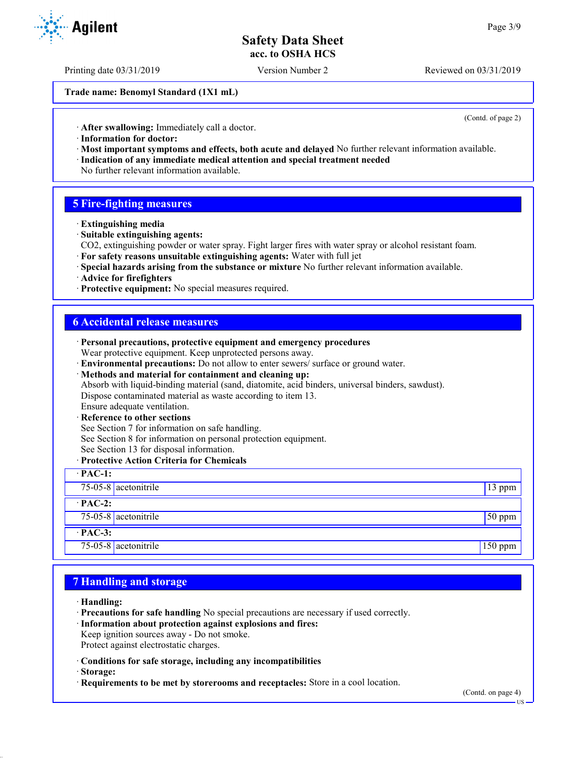**Trade name: Benomyl Standard (1X1 mL)**

(Contd. of page 2)

· **After swallowing:** Immediately call a doctor.
· **Information for doctor:**
· **Most important symptoms and effects, both acute and delayed** No further relevant information available.
· **Indication of any immediate medical attention and special treatment needed**
No further relevant information available.

## 5 Fire-fighting measures

· **Extinguishing media**
· **Suitable extinguishing agents:**
$CO_2$, extinguishing powder or water spray. Fight larger fires with water spray or alcohol resistant foam.
· **For safety reasons unsuitable extinguishing agents:** Water with full jet
· **Special hazards arising from the substance or mixture** No further relevant information available.
· **Advice for firefighters**
· **Protective equipment:** No special measures required.

## 6 Accidental release measures

· **Personal precautions, protective equipment and emergency procedures**
Wear protective equipment. Keep unprotected persons away.
· **Environmental precautions:** Do not allow to enter sewers/ surface or ground water.
· **Methods and material for containment and cleaning up:**
Absorb with liquid-binding material (sand, diatomite, acid binders, universal binders, sawdust).
Dispose contaminated material as waste according to item 13.
Ensure adequate ventilation.
· **Reference to other sections**
See Section 7 for information on safe handling.
See Section 8 for information on personal protection equipment.
See Section 13 for disposal information.
· **Protective Action Criteria for Chemicals**

| · **PAC-1:** | | |
|---|---|---|
| 75-05-8 | acetonitrile | 13 ppm |
| · **PAC-2:** | | |
| 75-05-8 | acetonitrile | 50 ppm |
| · **PAC-3:** | | |
| 75-05-8 | acetonitrile | 150 ppm |

## 7 Handling and storage

· **Handling:**
· **Precautions for safe handling** No special precautions are necessary if used correctly.
· **Information about protection against explosions and fires:**
Keep ignition sources away - Do not smoke.
Protect against electrostatic charges.

· **Conditions for safe storage, including any incompatibilities**
· **Storage:**
· **Requirements to be met by storerooms and receptacles:** Store in a cool location.

(Contd. on page 4)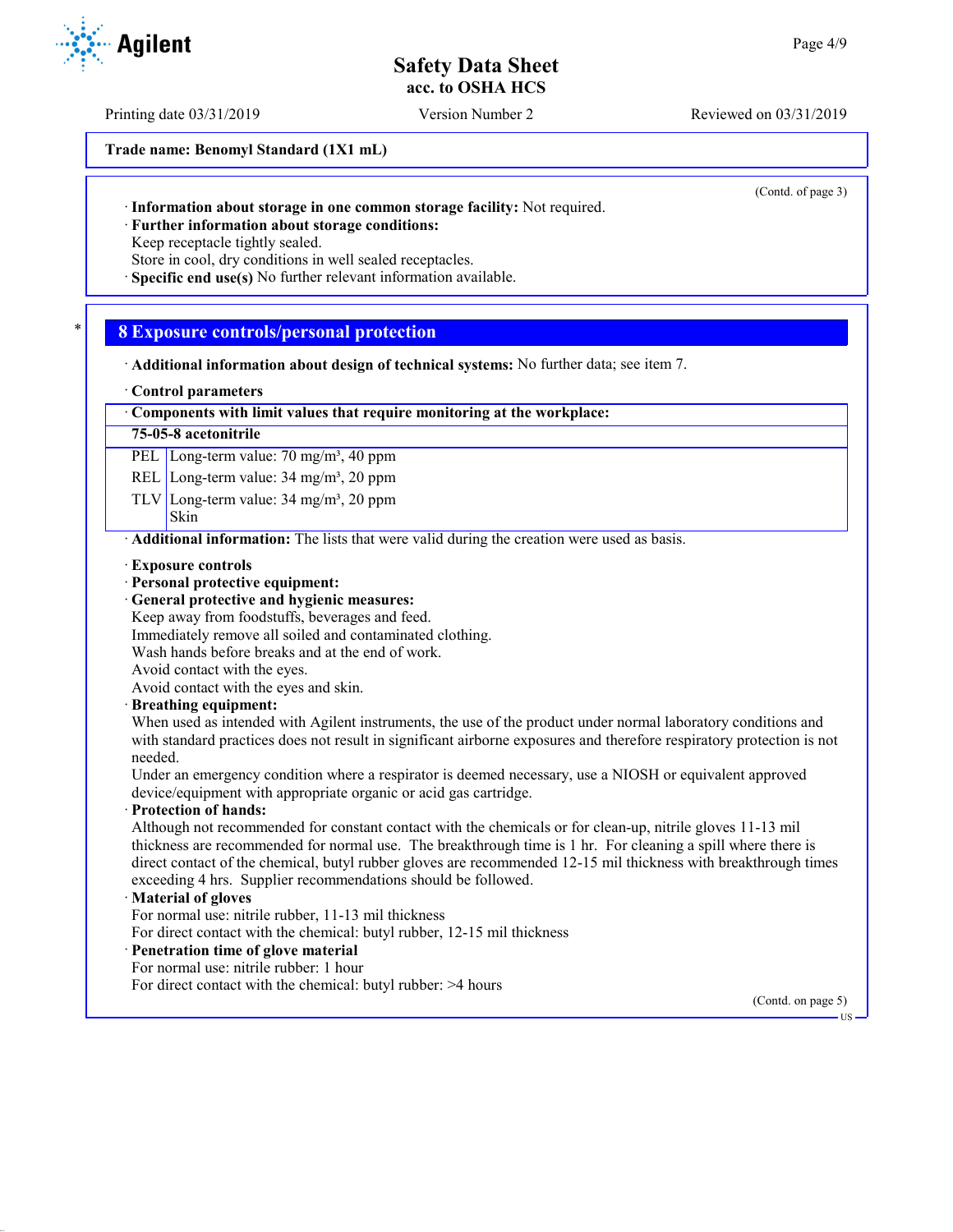Trade name: Benomyl Standard (1X1 mL)

(Contd. of page 3)

· **Information about storage in one common storage facility:** Not required.
· **Further information about storage conditions:**
Keep receptacle tightly sealed.
Store in cool, dry conditions in well sealed receptacles.
· **Specific end use(s)** No further relevant information available.

## 8 Exposure controls/personal protection

· **Additional information about design of technical systems:** No further data; see item 7.

· **Control parameters**

| · Components with limit values that require monitoring at the workplace: | |
|---|---|
| **75-05-8 acetonitrile** | |
| PEL | Long-term value: 70 mg/m³, 40 ppm |
| REL | Long-term value: 34 mg/m³, 20 ppm |
| TLV | Long-term value: 34 mg/m³, 20 ppm<br>Skin |

· **Additional information:** The lists that were valid during the creation were used as basis.

· **Exposure controls**
· **Personal protective equipment:**
· **General protective and hygienic measures:**
Keep away from foodstuffs, beverages and feed.
Immediately remove all soiled and contaminated clothing.
Wash hands before breaks and at the end of work.
Avoid contact with the eyes.
Avoid contact with the eyes and skin.
· **Breathing equipment:**
When used as intended with Agilent instruments, the use of the product under normal laboratory conditions and with standard practices does not result in significant airborne exposures and therefore respiratory protection is not needed.
Under an emergency condition where a respirator is deemed necessary, use a NIOSH or equivalent approved device/equipment with appropriate organic or acid gas cartridge.
· **Protection of hands:**
Although not recommended for constant contact with the chemicals or for clean-up, nitrile gloves 11-13 mil thickness are recommended for normal use. The breakthrough time is 1 hr. For cleaning a spill where there is direct contact of the chemical, butyl rubber gloves are recommended 12-15 mil thickness with breakthrough times exceeding 4 hrs. Supplier recommendations should be followed.
· **Material of gloves**
For normal use: nitrile rubber, 11-13 mil thickness
For direct contact with the chemical: butyl rubber, 12-15 mil thickness
· **Penetration time of glove material**
For normal use: nitrile rubber: 1 hour
For direct contact with the chemical: butyl rubber: >4 hours

(Contd. on page 5)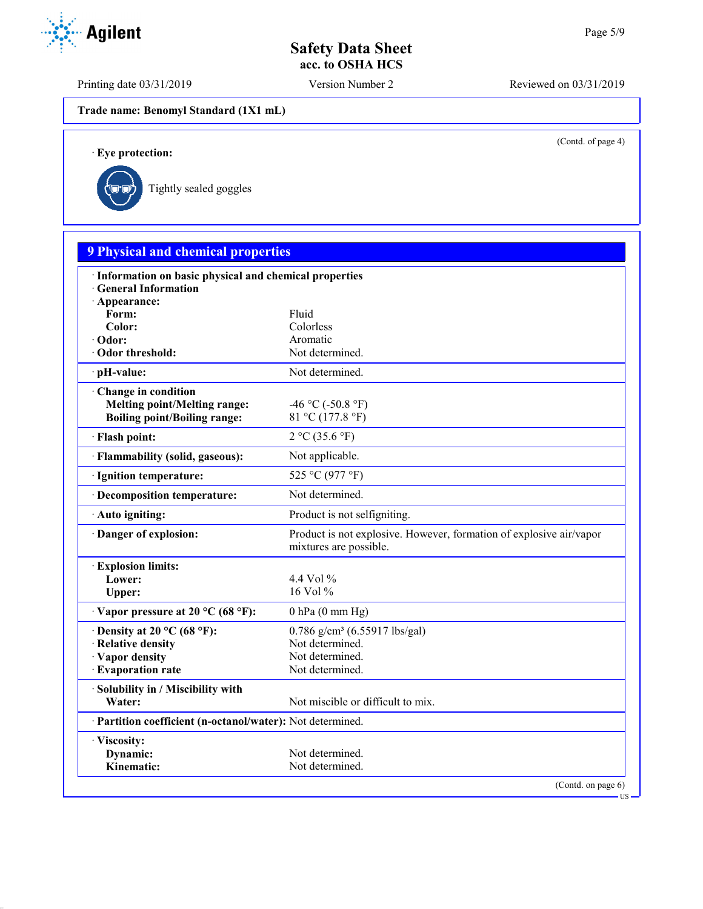Trade name: Benomyl Standard (1X1 mL)

(Contd. of page 4)

· **Eye protection:**

Tightly sealed goggles

## 9 Physical and chemical properties

· **Information on basic physical and chemical properties**
· **General Information**

| Property | Value |
|---|---|
| · **Appearance:** | |
| **Form:** | Fluid |
| **Color:** | Colorless |
| · **Odor:** | Aromatic |
| · **Odor threshold:** | Not determined. |
| · **pH-value:** | Not determined. |
| · **Change in condition** | |
| **Melting point/Melting range:** | -46 °C (-50.8 °F) |
| **Boiling point/Boiling range:** | 81 °C (177.8 °F) |
| · **Flash point:** | 2 °C (35.6 °F) |
| · **Flammability (solid, gaseous):** | Not applicable. |
| · **Ignition temperature:** | 525 °C (977 °F) |
| · **Decomposition temperature:** | Not determined. |
| · **Auto igniting:** | Product is not selfigniting. |
| · **Danger of explosion:** | Product is not explosive. However, formation of explosive air/vapor mixtures are possible. |
| · **Explosion limits:** | |
| **Lower:** | 4.4 Vol % |
| **Upper:** | 16 Vol % |
| · **Vapor pressure at 20 °C (68 °F):** | 0 hPa (0 mm Hg) |
| · **Density at 20 °C (68 °F):** | 0.786 g/cm³ (6.55917 lbs/gal) |
| · **Relative density** | Not determined. |
| · **Vapor density** | Not determined. |
| · **Evaporation rate** | Not determined. |
| · **Solubility in / Miscibility with** | |
| **Water:** | Not miscible or difficult to mix. |
| · **Partition coefficient (n-octanol/water):** | Not determined. |
| · **Viscosity:** | |
| **Dynamic:** | Not determined. |
| **Kinematic:** | Not determined. |

(Contd. on page 6)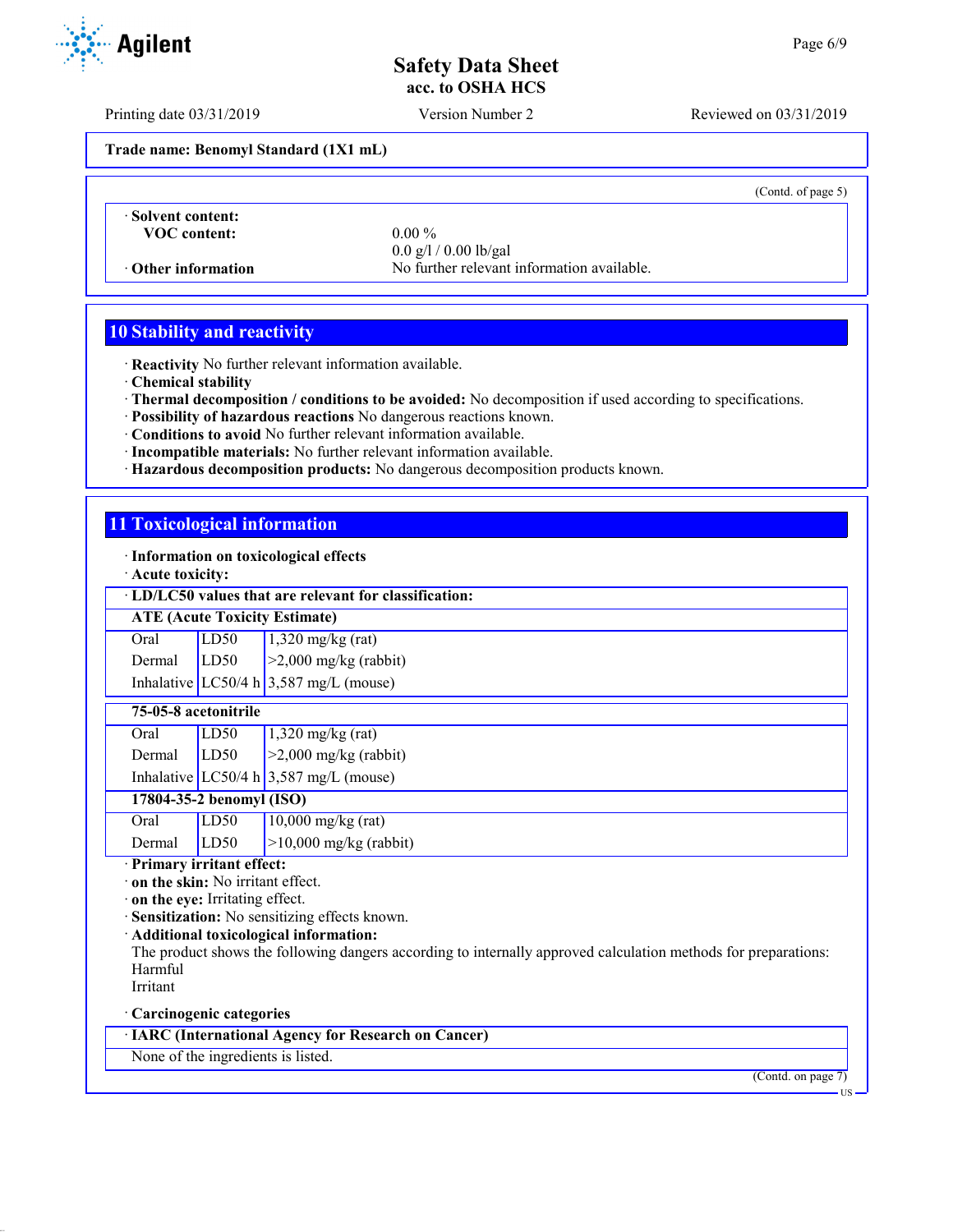Trade name: Benomyl Standard (1X1 mL)

(Contd. of page 5)

· **Solent content:**

| | |
|---|---|
| **VOC content:** | 0.00 % |
| | 0.0 g/l / 0.00 lb/gal |
| · **Other information** | No further relevant information available. |

## 10 Stability and reactivity

· **Reactivity** No further relevant information available.
· **Chemical stability**
· **Thermal decomposition / conditions to be avoided:** No decomposition if used according to specifications.
· **Possibility of hazardous reactions** No dangerous reactions known.
· **Conditions to avoid** No further relevant information available.
· **Incompatible materials:** No further relevant information available.
· **Hazardous decomposition products:** No dangerous decomposition products known.

## 11 Toxicological information

· **Information on toxicological effects**
· **Acute toxicity:**

· **LD/LC50 values that are relevant for classification:**

| **ATE (Acute Toxicity Estimate)** | | |
|---|---|---|
| Oral | LD50 | 1,320 mg/kg (rat) |
| Dermal | LD50 | >2,000 mg/kg (rabbit) |
| Inhalative | LC50/4 h | 3,587 mg/L (mouse) |

| **75-05-8 acetonitrile** | | |
|---|---|---|
| Oral | LD50 | 1,320 mg/kg (rat) |
| Dermal | LD50 | >2,000 mg/kg (rabbit) |
| Inhalative | LC50/4 h | 3,587 mg/L (mouse) |
| **17804-35-2 benomyl (ISO)** | | |
| Oral | LD50 | 10,000 mg/kg (rat) |
| Dermal | LD50 | >10,000 mg/kg (rabbit) |

· **Primary irritant effect:**
· **on the skin:** No irritant effect.
· **on the eye:** Irritating effect.
· **Sensitization:** No sensitizing effects known.
· **Additional toxicological information:**
The product shows the following dangers according to internally approved calculation methods for preparations:
Harmful
Irritant

· **Carcinogenic categories**

| · **IARC (International Agency for Research on Cancer)** |
|---|
| None of the ingredients is listed. |

(Contd. on page 7)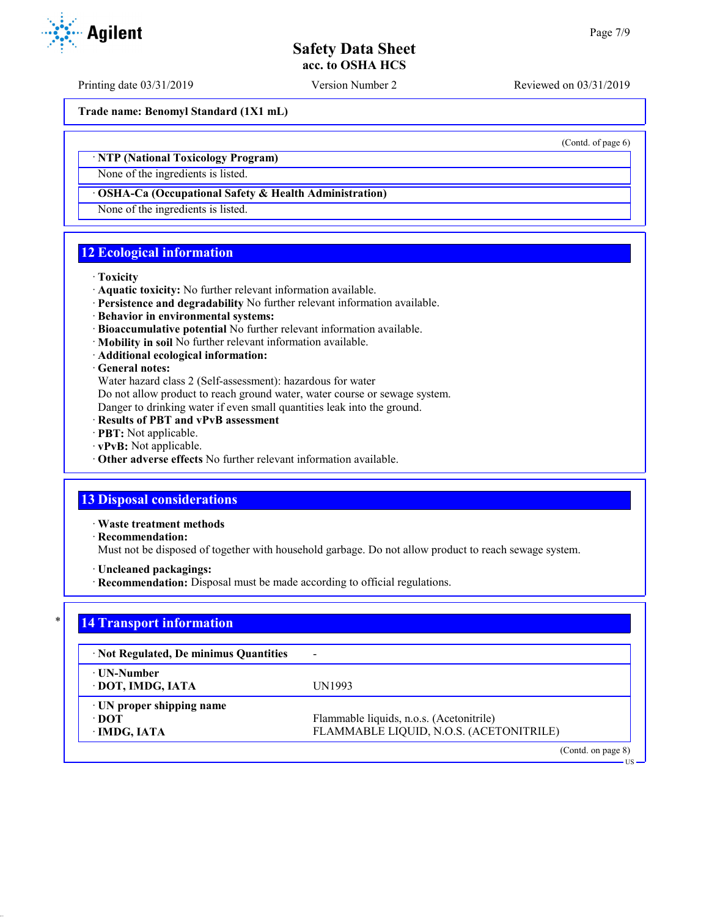**Trade name: Benomyl Standard (1X1 mL)**

(Contd. of page 6)

· **NTP (National Toxicology Program)**

None of the ingredients is listed.

· **OSHA-Ca (Occupational Safety & Health Administration)**

None of the ingredients is listed.

## 12 Ecological information

· **Toxicity**
· **Aquatic toxicity:** No further relevant information available.
· **Persistence and degradability** No further relevant information available.
· **Behavior in environmental systems:**
· **Bioaccumulative potential** No further relevant information available.
· **Mobility in soil** No further relevant information available.
· **Additional ecological information:**
· **General notes:**
Water hazard class 2 (Self-assessment): hazardous for water
Do not allow product to reach ground water, water course or sewage system.
Danger to drinking water if even small quantities leak into the ground.
· **Results of PBT and vPvB assessment**
· **PBT:** Not applicable.
· **vPvB:** Not applicable.
· **Other adverse effects** No further relevant information available.

## 13 Disposal considerations

· **Waste treatment methods**
· **Recommendation:**
Must not be disposed of together with household garbage. Do not allow product to reach sewage system.

· **Uncleaned packagings:**
· **Recommendation:** Disposal must be made according to official regulations.

## 14 Transport information

| | |
|---|---|
| · **Not Regulated, De minimus Quantities** | - |
| · **UN-Number**<br>· **DOT, IMDG, IATA** | UN1993 |
| · **UN proper shipping name**<br>· **DOT**<br>· **IMDG, IATA** | <br>Flammable liquids, n.o.s. (Acetonitrile)<br>FLAMMABLE LIQUID, N.O.S. (ACETONITRILE) |

(Contd. on page 8)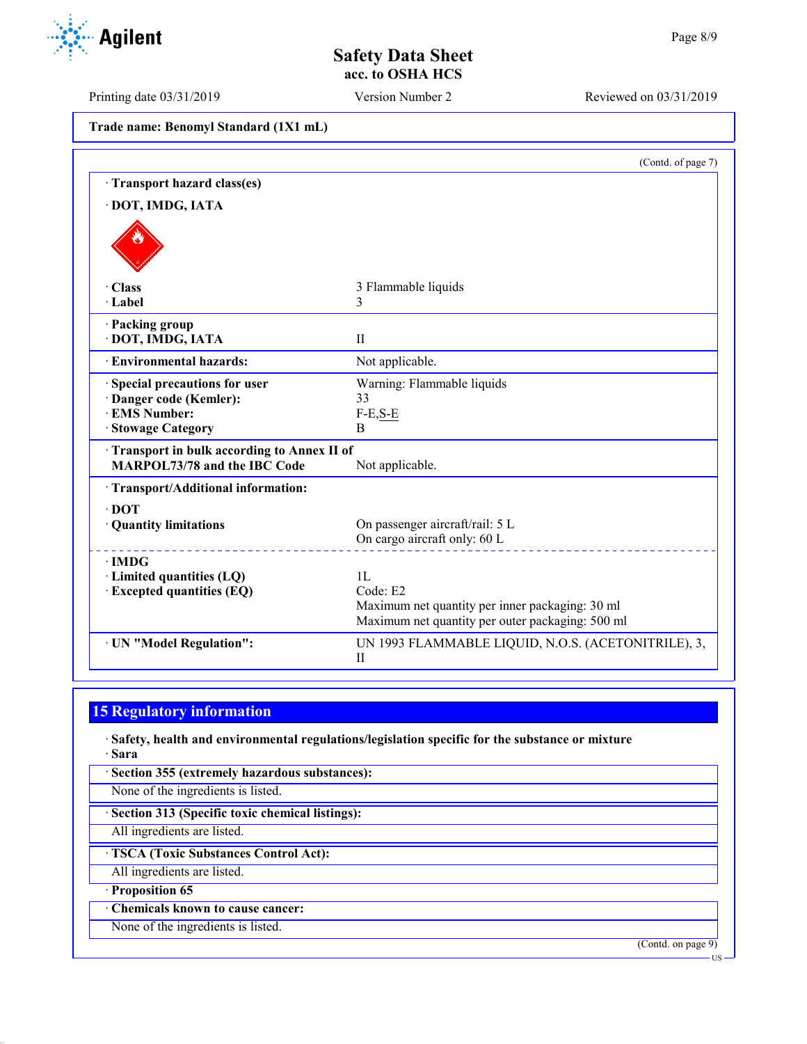**Trade name: Benomyl Standard (1X1 mL)**

(Contd. of page 7)

· **Transport hazard class(es)**

· **DOT, IMDG, IATA**

| | |
|---|---|
| · **Class** | 3 Flammable liquids |
| · **Label** | 3 |
| · **Packing group** | |
| · **DOT, IMDG, IATA** | II |
| · **Environmental hazards:** | Not applicable. |
| · **Special precautions for user** | Warning: Flammable liquids |
| · **Danger code (Kemler):** | 33 |
| · **EMS Number:** | F-E,S-E |
| · **Stowage Category** | B |
| · **Transport in bulk according to Annex II of MARPOL73/78 and the IBC Code** | Not applicable. |

· **Transport/Additional information:**

| | |
|---|---|
| · **DOT** | |
| · **Quantity limitations** | On passenger aircraft/rail: 5 L<br>On cargo aircraft only: 60 L |
| · **IMDG** | |
| · **Limited quantities (LQ)** | 1L |
| · **Excepted quantities (EQ)** | Code: E2<br>Maximum net quantity per inner packaging: 30 ml<br>Maximum net quantity per outer packaging: 500 ml |
| · **UN "Model Regulation":** | UN 1993 FLAMMABLE LIQUID, N.O.S. (ACETONITRILE), 3, II |

## 15 Regulatory information

· **Safety, health and environmental regulations/legislation specific for the substance or mixture**

· **Sara**

· **Section 355 (extremely hazardous substances):**

None of the ingredients is listed.

· **Section 313 (Specific toxic chemical listings):**

All ingredients are listed.

· **TSCA (Toxic Substances Control Act):**

All ingredients are listed.

· **Proposition 65**

· **Chemicals known to cause cancer:**

None of the ingredients is listed.

(Contd. on page 9)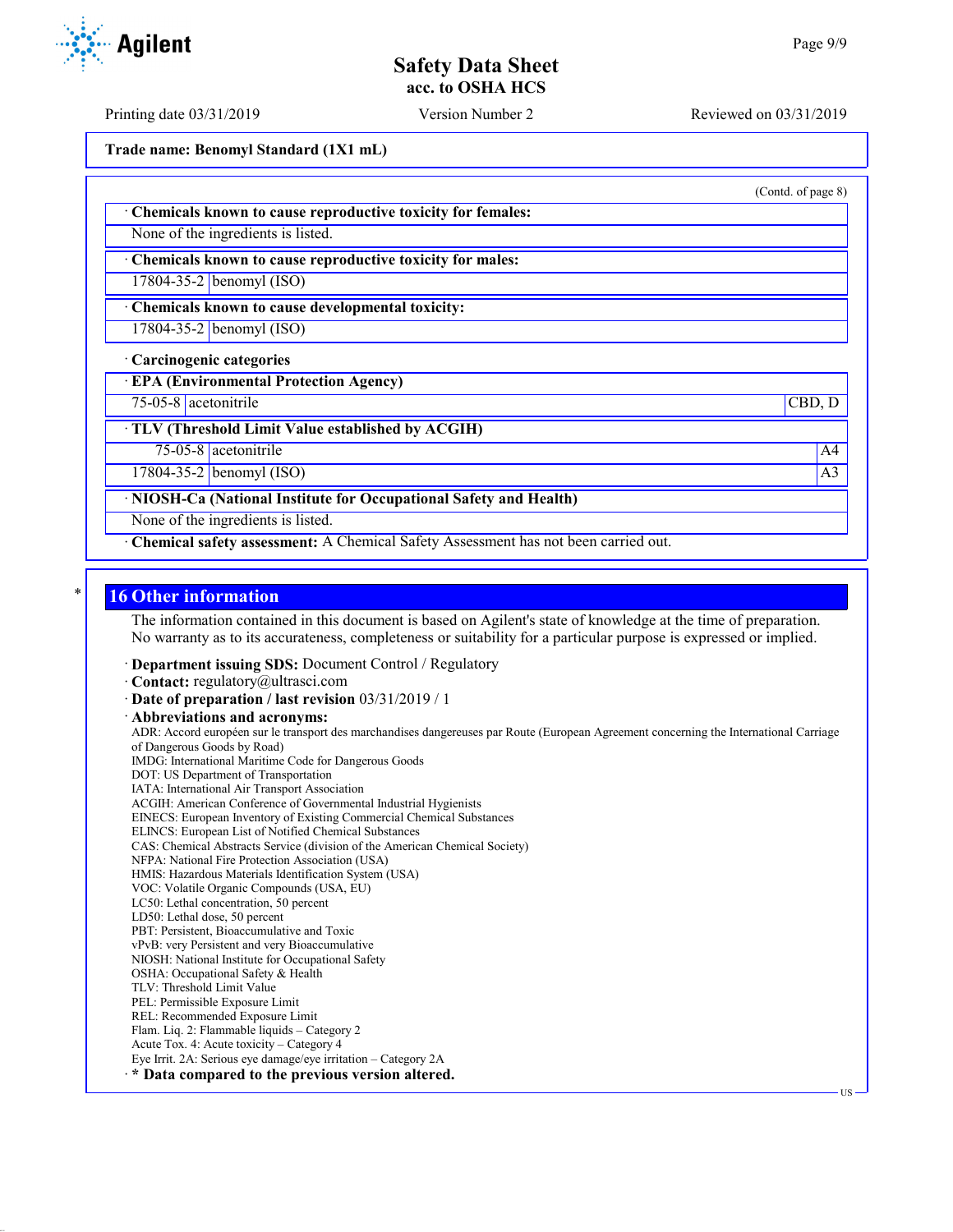(Contd. of page 8)

· **Chemicals known to cause reproductive toxicity for females:**

None of the ingredients is listed.

· **Chemicals known to cause reproductive toxicity for males:**

| | |
|---|---|
| 17804-35-2 | benomyl (ISO) |

· **Chemicals known to cause developmental toxicity:**

| | |
|---|---|
| 17804-35-2 | benomyl (ISO) |

· **Carcinogenic categories**

· **EPA (Environmental Protection Agency)**

| | | |
|---|---|---|
| 75-05-8 | acetonitrile | CBD, D |

· **TLV (Threshold Limit Value established by ACGIH)**

| | | |
|---|---|---|
| 75-05-8 | acetonitrile | A4 |
| 17804-35-2 | benomyl (ISO) | A3 |

· **NIOSH-Ca (National Institute for Occupational Safety and Health)**

None of the ingredients is listed.

· **Chemical safety assessment:** A Chemical Safety Assessment has not been carried out.

## 16 Other information

The information contained in this document is based on Agilent's state of knowledge at the time of preparation. No warranty as to its accurateness, completeness or suitability for a particular purpose is expressed or implied.

· **Department issuing SDS:** Document Control / Regulatory
· **Contact:** regulatory@ultrasci.com
· **Date of preparation / last revision** 03/31/2019 / 1
· **Abbreviations and acronyms:**

ADR: Accord européen sur le transport des marchandises dangereuses par Route (European Agreement concerning the International Carriage of Dangerous Goods by Road)
IMDG: International Maritime Code for Dangerous Goods
DOT: US Department of Transportation
IATA: International Air Transport Association
ACGIH: American Conference of Governmental Industrial Hygienists
EINECS: European Inventory of Existing Commercial Chemical Substances
ELINCS: European List of Notified Chemical Substances
CAS: Chemical Abstracts Service (division of the American Chemical Society)
NFPA: National Fire Protection Association (USA)
HMIS: Hazardous Materials Identification System (USA)
VOC: Volatile Organic Compounds (USA, EU)
LC50: Lethal concentration, 50 percent
LD50: Lethal dose, 50 percent
PBT: Persistent, Bioaccumulative and Toxic
vPvB: very Persistent and very Bioaccumulative
NIOSH: National Institute for Occupational Safety
OSHA: Occupational Safety & Health
TLV: Threshold Limit Value
PEL: Permissible Exposure Limit
REL: Recommended Exposure Limit
Flam. Liq. 2: Flammable liquids – Category 2
Acute Tox. 4: Acute toxicity – Category 4
Eye Irrit. 2A: Serious eye damage/eye irritation – Category 2A

· **\* Data compared to the previous version altered.**